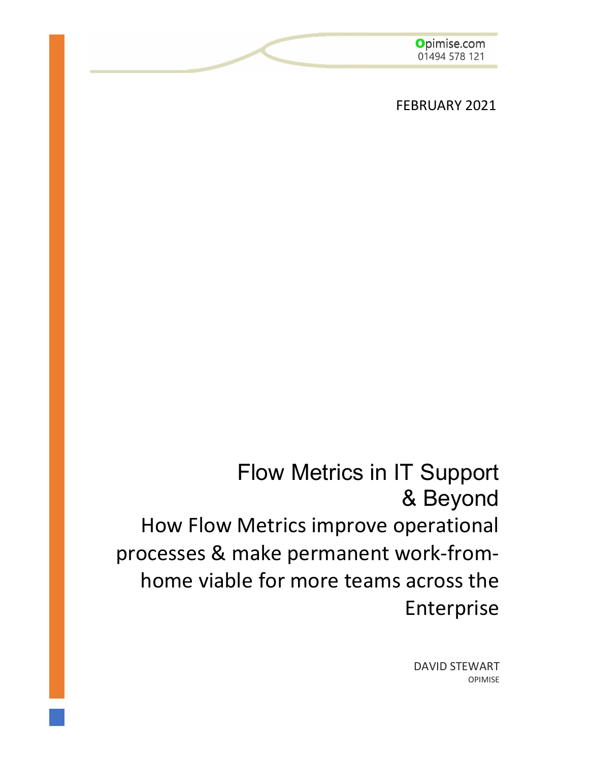Opimise.com
01494 578 121

FEBRUARY 2021

# Flow Metrics in IT Support & Beyond

## How Flow Metrics improve operational processes & make permanent work-from-home viable for more teams across the Enterprise

DAVID STEWART
OPIMISE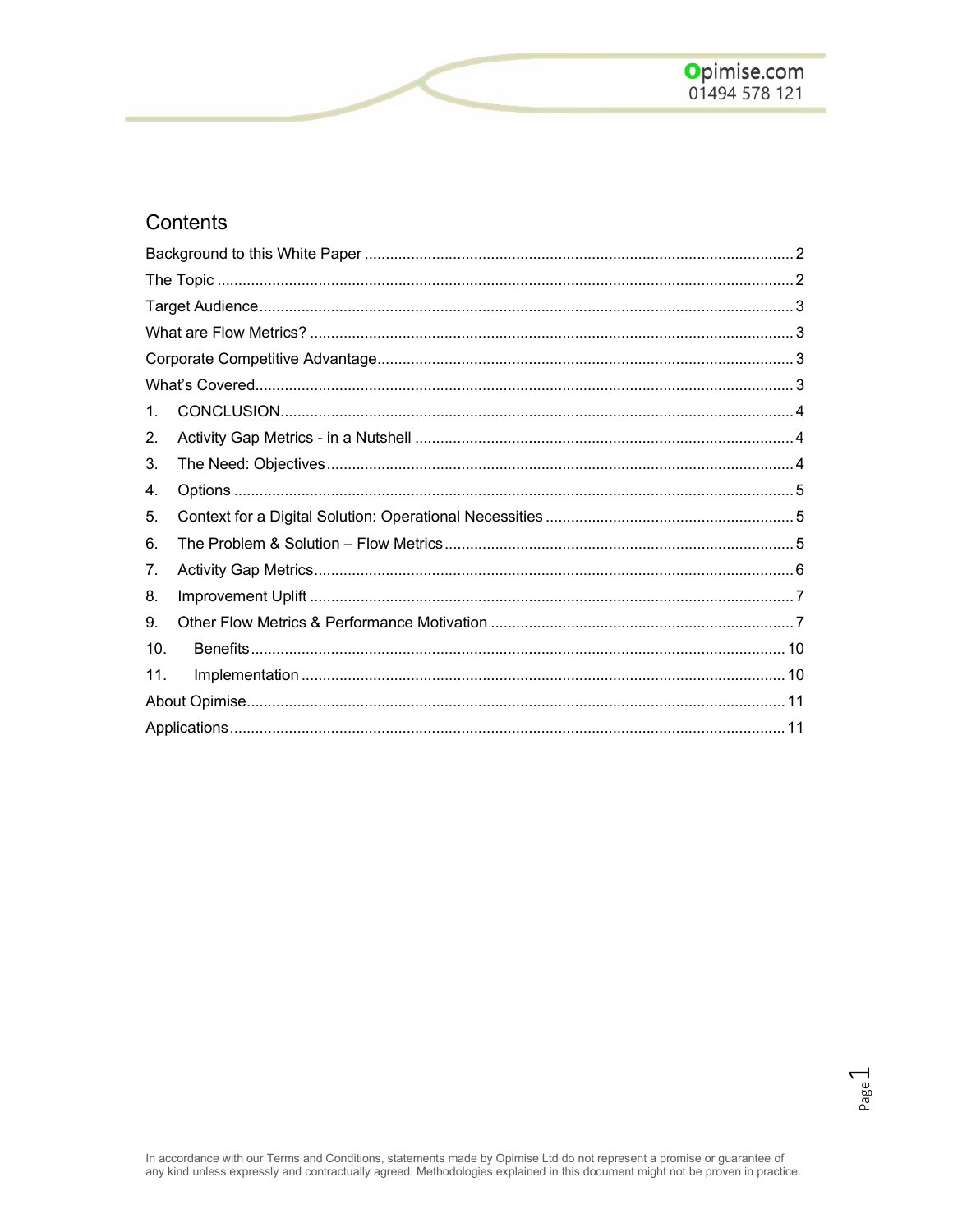## Contents

- Background to this White Paper ..... 2
- The Topic ..... 2
- Target Audience ..... 3
- What are Flow Metrics? ..... 3
- Corporate Competitive Advantage ..... 3
- What's Covered ..... 3

1. CONCLUSION ..... 4
2. Activity Gap Metrics - in a Nutshell ..... 4
3. The Need: Objectives ..... 4
4. Options ..... 5
5. Context for a Digital Solution: Operational Necessities ..... 5
6. The Problem & Solution – Flow Metrics ..... 5
7. Activity Gap Metrics ..... 6
8. Improvement Uplift ..... 7
9. Other Flow Metrics & Performance Motivation ..... 7
10. Benefits ..... 10
11. Implementation ..... 10

- About Opimise ..... 11
- Applications ..... 11

In accordance with our Terms and Conditions, statements made by Opimise Ltd do not represent a promise or guarantee of any kind unless expressly and contractually agreed. Methodologies explained in this document might not be proven in practice.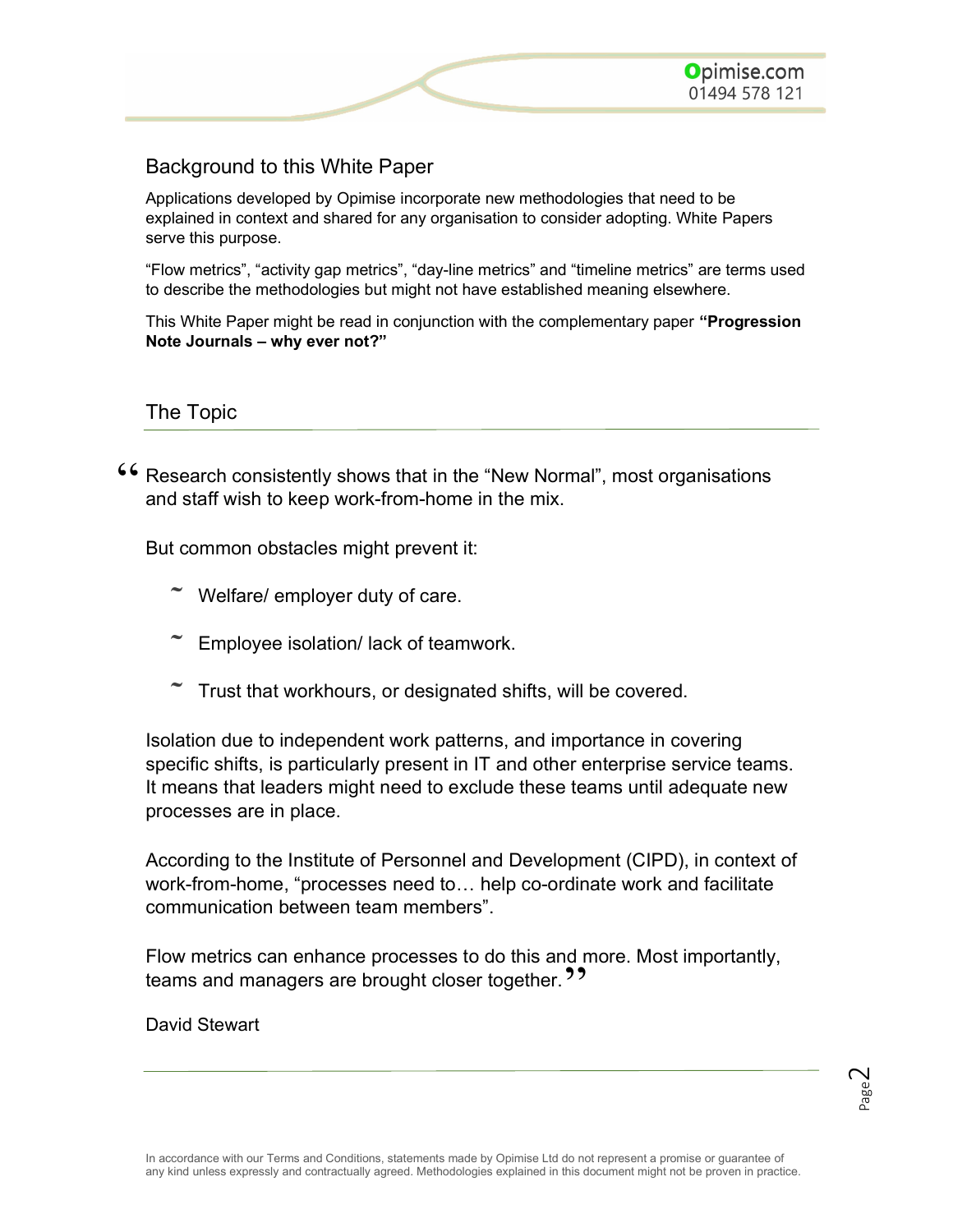## Background to this White Paper

Applications developed by Opimise incorporate new methodologies that need to be explained in context and shared for any organisation to consider adopting. White Papers serve this purpose.

“Flow metrics”, “activity gap metrics”, “day-line metrics” and “timeline metrics” are terms used to describe the methodologies but might not have established meaning elsewhere.

This White Paper might be read in conjunction with the complementary paper **“Progression Note Journals – why ever not?”**

## The Topic

“Research consistently shows that in the “New Normal”, most organisations and staff wish to keep work-from-home in the mix.

But common obstacles might prevent it:

- Welfare/ employer duty of care.
- Employee isolation/ lack of teamwork.
- Trust that workhours, or designated shifts, will be covered.

Isolation due to independent work patterns, and importance in covering specific shifts, is particularly present in IT and other enterprise service teams. It means that leaders might need to exclude these teams until adequate new processes are in place.

According to the Institute of Personnel and Development (CIPD), in context of work-from-home, “processes need to… help co-ordinate work and facilitate communication between team members”.

Flow metrics can enhance processes to do this and more. Most importantly, teams and managers are brought closer together.”

David Stewart

In accordance with our Terms and Conditions, statements made by Opimise Ltd do not represent a promise or guarantee of any kind unless expressly and contractually agreed. Methodologies explained in this document might not be proven in practice.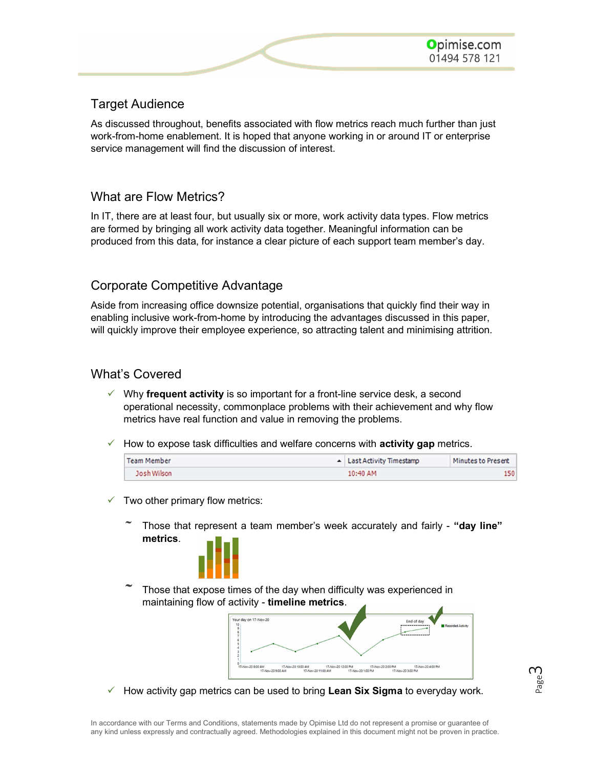## Target Audience

As discussed throughout, benefits associated with flow metrics reach much further than just work-from-home enablement. It is hoped that anyone working in or around IT or enterprise service management will find the discussion of interest.

## What are Flow Metrics?

In IT, there are at least four, but usually six or more, work activity data types. Flow metrics are formed by bringing all work activity data together. Meaningful information can be produced from this data, for instance a clear picture of each support team member's day.

## Corporate Competitive Advantage

Aside from increasing office downsize potential, organisations that quickly find their way in enabling inclusive work-from-home by introducing the advantages discussed in this paper, will quickly improve their employee experience, so attracting talent and minimising attrition.

## What's Covered

- ✓ Why **frequent activity** is so important for a front-line service desk, a second operational necessity, commonplace problems with their achievement and why flow metrics have real function and value in removing the problems.

- ✓ How to expose task difficulties and welfare concerns with **activity gap** metrics.

| Team Member | Last Activity Timestamp | Minutes to Present |
|---|---|---|
| Josh Wilson | 10:40 AM | 150 |

- ✓ Two other primary flow metrics:

  - ~ Those that represent a team member's week accurately and fairly - **"day line" metrics**.

  - ~ Those that expose times of the day when difficulty was experienced in maintaining flow of activity - **timeline metrics**.

Your day on 17-Nov-20
End of day
Recorded Activity
10
9
8
7
6
5
4
3
2
1
0
17-Nov-20 8:00 AM
17-Nov-20 9:00 AM
17-Nov-20 10:00 AM
17-Nov-20 11:00 AM
17-Nov-20 12:00 PM
17-Nov-20 1:00 PM
17-Nov-20 2:00 PM
17-Nov-20 3:00 PM
17-Nov-20 4:00 PM

- ✓ How activity gap metrics can be used to bring **Lean Six Sigma** to everyday work.

In accordance with our Terms and Conditions, statements made by Opimise Ltd do not represent a promise or guarantee of any kind unless expressly and contractually agreed. Methodologies explained in this document might not be proven in practice.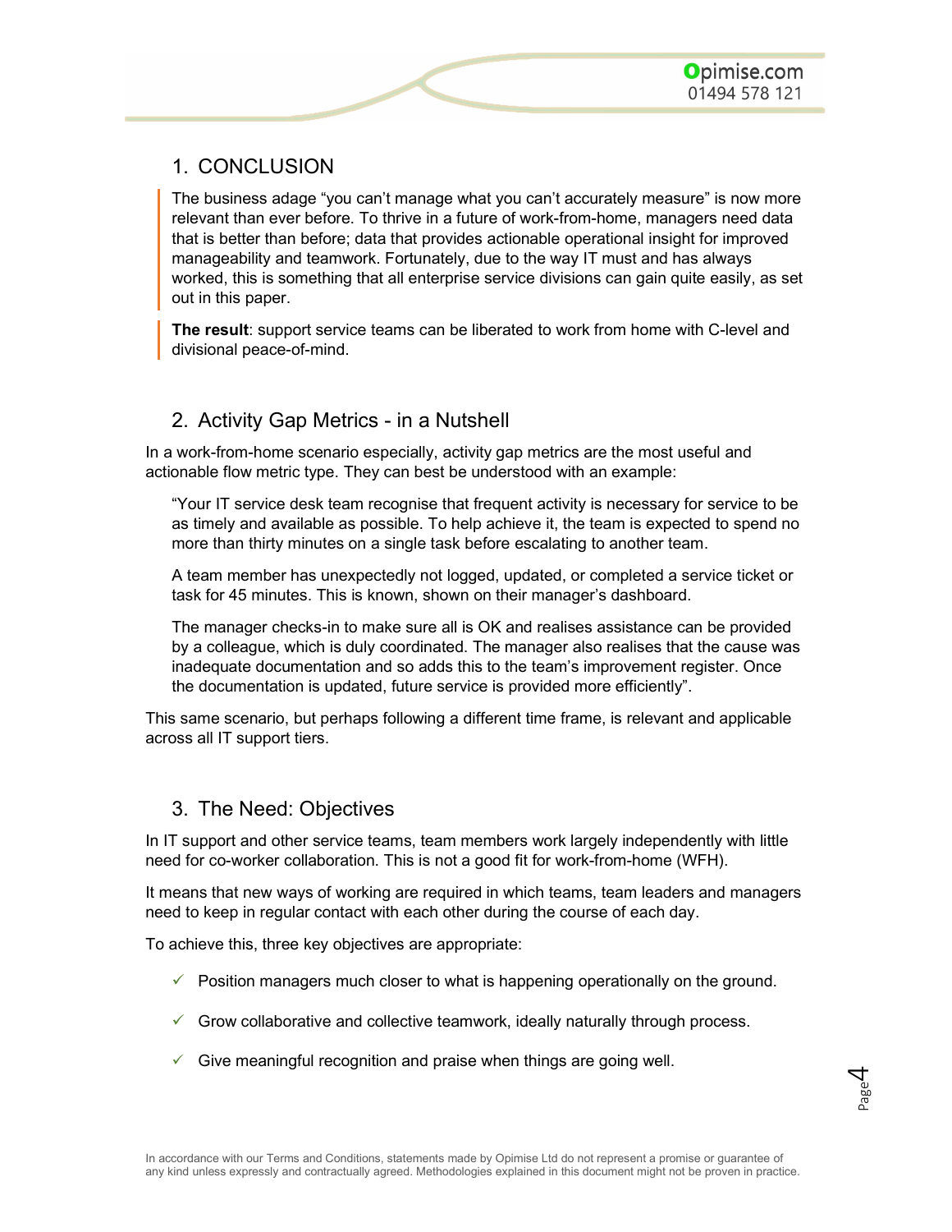## 1. CONCLUSION

The business adage “you can’t manage what you can’t accurately measure” is now more relevant than ever before. To thrive in a future of work-from-home, managers need data that is better than before; data that provides actionable operational insight for improved manageability and teamwork. Fortunately, due to the way IT must and has always worked, this is something that all enterprise service divisions can gain quite easily, as set out in this paper.

**The result**: support service teams can be liberated to work from home with C-level and divisional peace-of-mind.

## 2. Activity Gap Metrics - in a Nutshell

In a work-from-home scenario especially, activity gap metrics are the most useful and actionable flow metric type. They can best be understood with an example:

> “Your IT service desk team recognise that frequent activity is necessary for service to be as timely and available as possible. To help achieve it, the team is expected to spend no more than thirty minutes on a single task before escalating to another team.
>
> A team member has unexpectedly not logged, updated, or completed a service ticket or task for 45 minutes. This is known, shown on their manager’s dashboard.
>
> The manager checks-in to make sure all is OK and realises assistance can be provided by a colleague, which is duly coordinated. The manager also realises that the cause was inadequate documentation and so adds this to the team’s improvement register. Once the documentation is updated, future service is provided more efficiently”.

This same scenario, but perhaps following a different time frame, is relevant and applicable across all IT support tiers.

## 3. The Need: Objectives

In IT support and other service teams, team members work largely independently with little need for co-worker collaboration. This is not a good fit for work-from-home (WFH).

It means that new ways of working are required in which teams, team leaders and managers need to keep in regular contact with each other during the course of each day.

To achieve this, three key objectives are appropriate:

- ✓ Position managers much closer to what is happening operationally on the ground.
- ✓ Grow collaborative and collective teamwork, ideally naturally through process.
- ✓ Give meaningful recognition and praise when things are going well.

In accordance with our Terms and Conditions, statements made by Opimise Ltd do not represent a promise or guarantee of any kind unless expressly and contractually agreed. Methodologies explained in this document might not be proven in practice.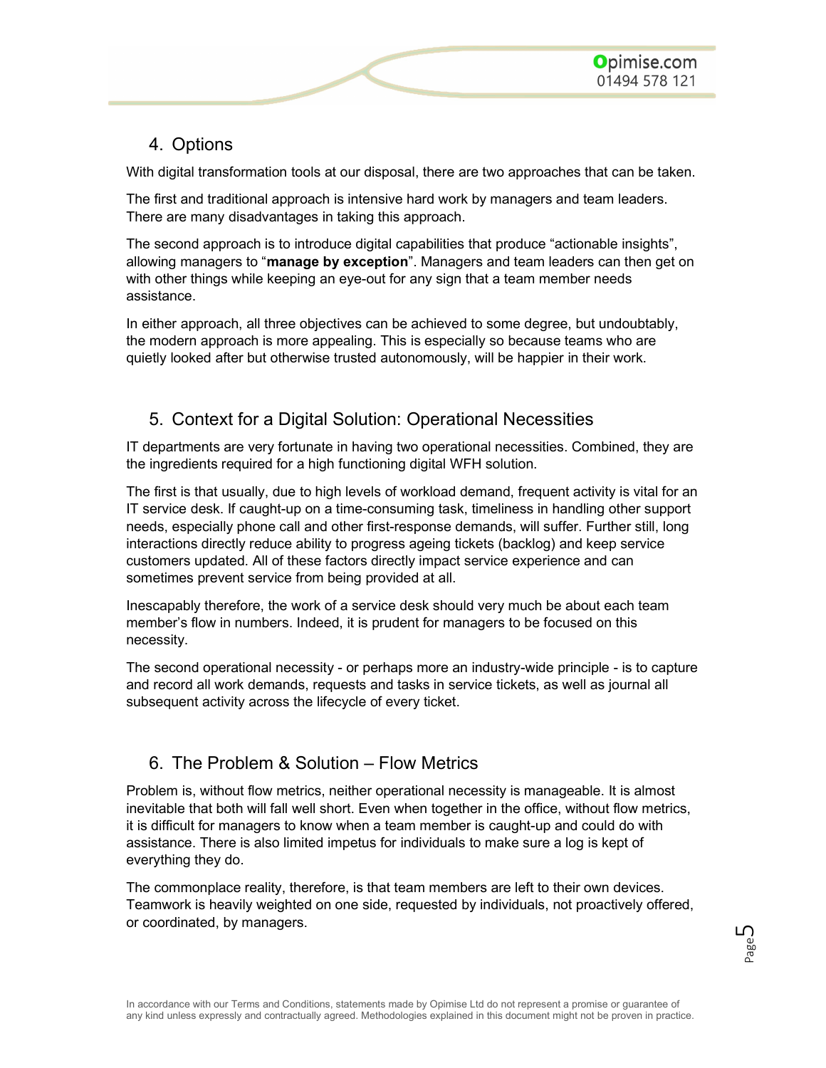## 4. Options

With digital transformation tools at our disposal, there are two approaches that can be taken.

The first and traditional approach is intensive hard work by managers and team leaders. There are many disadvantages in taking this approach.

The second approach is to introduce digital capabilities that produce "actionable insights", allowing managers to "**manage by exception**". Managers and team leaders can then get on with other things while keeping an eye-out for any sign that a team member needs assistance.

In either approach, all three objectives can be achieved to some degree, but undoubtably, the modern approach is more appealing. This is especially so because teams who are quietly looked after but otherwise trusted autonomously, will be happier in their work.

## 5. Context for a Digital Solution: Operational Necessities

IT departments are very fortunate in having two operational necessities. Combined, they are the ingredients required for a high functioning digital WFH solution.

The first is that usually, due to high levels of workload demand, frequent activity is vital for an IT service desk. If caught-up on a time-consuming task, timeliness in handling other support needs, especially phone call and other first-response demands, will suffer. Further still, long interactions directly reduce ability to progress ageing tickets (backlog) and keep service customers updated. All of these factors directly impact service experience and can sometimes prevent service from being provided at all.

Inescapably therefore, the work of a service desk should very much be about each team member's flow in numbers. Indeed, it is prudent for managers to be focused on this necessity.

The second operational necessity - or perhaps more an industry-wide principle - is to capture and record all work demands, requests and tasks in service tickets, as well as journal all subsequent activity across the lifecycle of every ticket.

## 6. The Problem & Solution – Flow Metrics

Problem is, without flow metrics, neither operational necessity is manageable. It is almost inevitable that both will fall well short. Even when together in the office, without flow metrics, it is difficult for managers to know when a team member is caught-up and could do with assistance. There is also limited impetus for individuals to make sure a log is kept of everything they do.

The commonplace reality, therefore, is that team members are left to their own devices. Teamwork is heavily weighted on one side, requested by individuals, not proactively offered, or coordinated, by managers.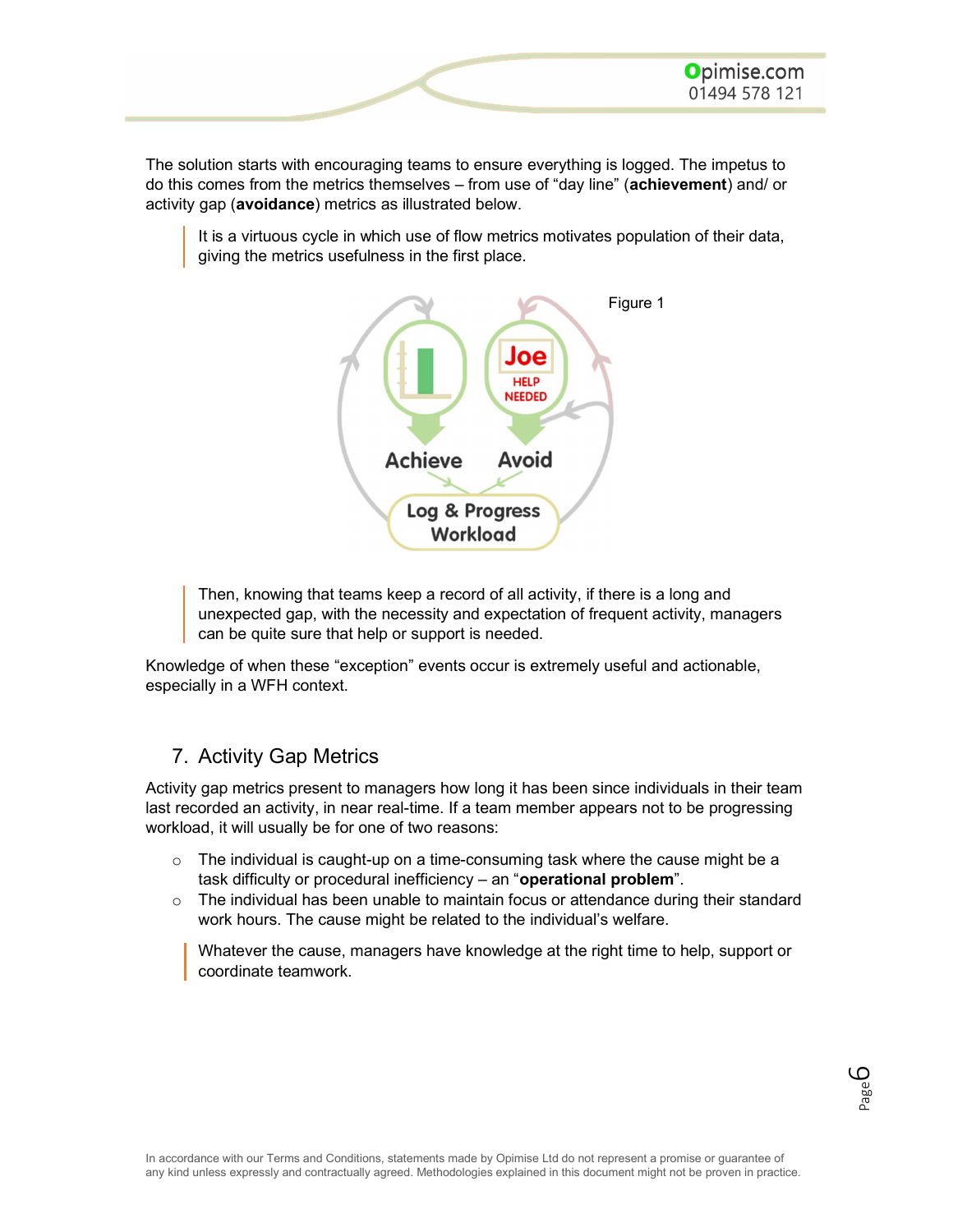The solution starts with encouraging teams to ensure everything is logged. The impetus to do this comes from the metrics themselves – from use of “day line” (**achievement**) and/ or activity gap (**avoidance**) metrics as illustrated below.

> It is a virtuous cycle in which use of flow metrics motivates population of their data, giving the metrics usefulness in the first place.

Figure 1

Joe
HELP NEEDED
Achieve
Avoid
Log & Progress Workload

> Then, knowing that teams keep a record of all activity, if there is a long and unexpected gap, with the necessity and expectation of frequent activity, managers can be quite sure that help or support is needed.

Knowledge of when these “exception” events occur is extremely useful and actionable, especially in a WFH context.

## 7. Activity Gap Metrics

Activity gap metrics present to managers how long it has been since individuals in their team last recorded an activity, in near real-time. If a team member appears not to be progressing workload, it will usually be for one of two reasons:

- The individual is caught-up on a time-consuming task where the cause might be a task difficulty or procedural inefficiency – an “**operational problem**”.
- The individual has been unable to maintain focus or attendance during their standard work hours. The cause might be related to the individual’s welfare.

> Whatever the cause, managers have knowledge at the right time to help, support or coordinate teamwork.

In accordance with our Terms and Conditions, statements made by Opimise Ltd do not represent a promise or guarantee of any kind unless expressly and contractually agreed. Methodologies explained in this document might not be proven in practice.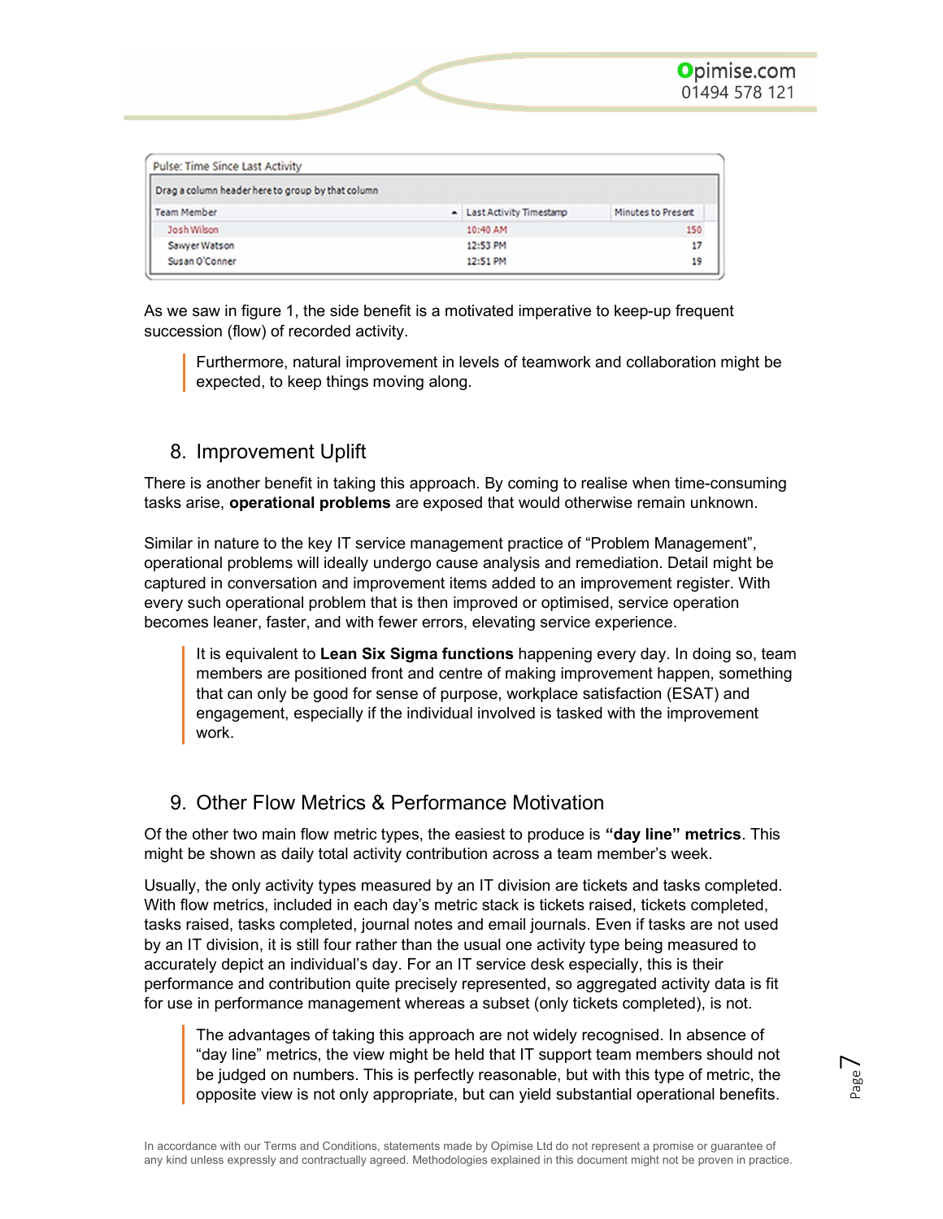Pulse: Time Since Last Activity

Drag a column header here to group by that column

| Team Member | Last Activity Timestamp | Minutes to Present |
|---|---|---|
| Josh Wilson | 10:40 AM | 150 |
| Sawyer Watson | 12:53 PM | 17 |
| Susan O'Conner | 12:51 PM | 19 |

As we saw in figure 1, the side benefit is a motivated imperative to keep-up frequent succession (flow) of recorded activity.

> Furthermore, natural improvement in levels of teamwork and collaboration might be expected, to keep things moving along.

## 8. Improvement Uplift

There is another benefit in taking this approach. By coming to realise when time-consuming tasks arise, **operational problems** are exposed that would otherwise remain unknown.

Similar in nature to the key IT service management practice of "Problem Management", operational problems will ideally undergo cause analysis and remediation. Detail might be captured in conversation and improvement items added to an improvement register. With every such operational problem that is then improved or optimised, service operation becomes leaner, faster, and with fewer errors, elevating service experience.

> It is equivalent to **Lean Six Sigma functions** happening every day. In doing so, team members are positioned front and centre of making improvement happen, something that can only be good for sense of purpose, workplace satisfaction (ESAT) and engagement, especially if the individual involved is tasked with the improvement work.

## 9. Other Flow Metrics & Performance Motivation

Of the other two main flow metric types, the easiest to produce is **"day line" metrics**. This might be shown as daily total activity contribution across a team member's week.

Usually, the only activity types measured by an IT division are tickets and tasks completed. With flow metrics, included in each day's metric stack is tickets raised, tickets completed, tasks raised, tasks completed, journal notes and email journals. Even if tasks are not used by an IT division, it is still four rather than the usual one activity type being measured to accurately depict an individual's day. For an IT service desk especially, this is their performance and contribution quite precisely represented, so aggregated activity data is fit for use in performance management whereas a subset (only tickets completed), is not.

> The advantages of taking this approach are not widely recognised. In absence of "day line" metrics, the view might be held that IT support team members should not be judged on numbers. This is perfectly reasonable, but with this type of metric, the opposite view is not only appropriate, but can yield substantial operational benefits.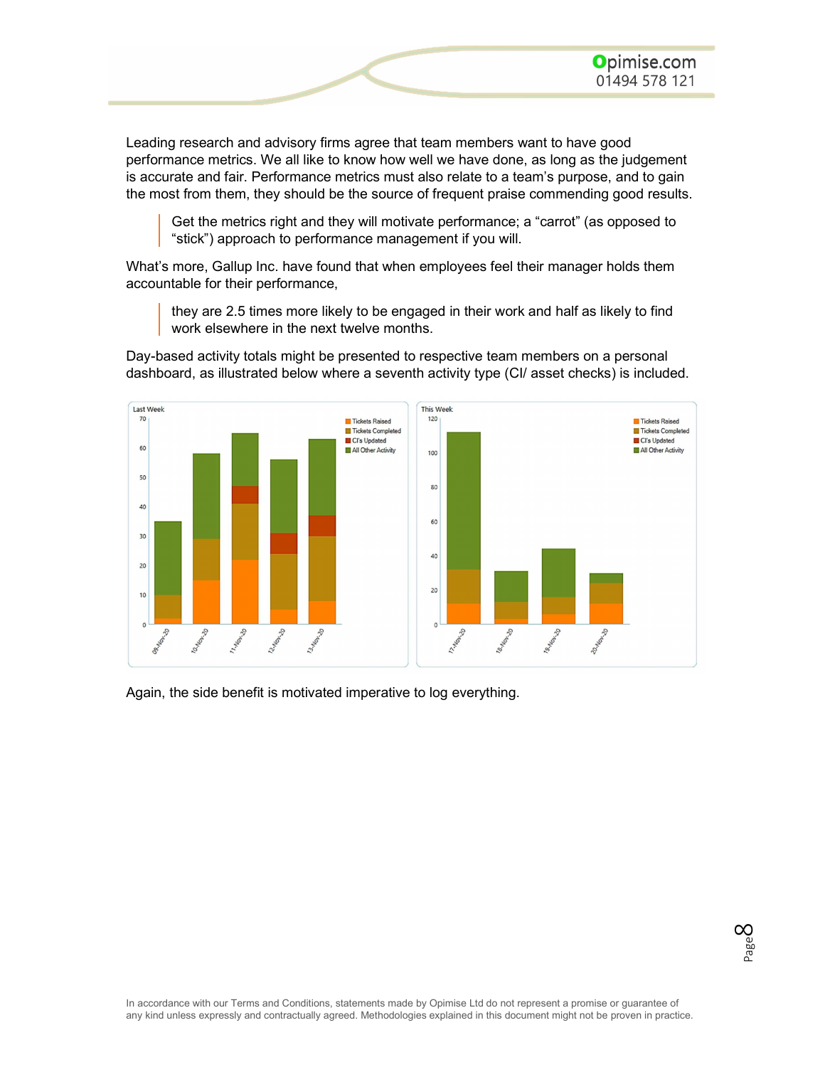Leading research and advisory firms agree that team members want to have good performance metrics. We all like to know how well we have done, as long as the judgement is accurate and fair. Performance metrics must also relate to a team's purpose, and to gain the most from them, they should be the source of frequent praise commending good results.

> Get the metrics right and they will motivate performance; a "carrot" (as opposed to "stick") approach to performance management if you will.

What's more, Gallup Inc. have found that when employees feel their manager holds them accountable for their performance,

> they are 2.5 times more likely to be engaged in their work and half as likely to find work elsewhere in the next twelve months.

Day-based activity totals might be presented to respective team members on a personal dashboard, as illustrated below where a seventh activity type (CI/ asset checks) is included.

Last Week
70
60
50
40
30
20
10
0
09-Nov-20
10-Nov-20
11-Nov-20
12-Nov-20
13-Nov-20
Tickets Raised
Tickets Completed
CI's Updated
All Other Activity

This Week
120
100
80
60
40
20
0
17-Nov-20
18-Nov-20
19-Nov-20
20-Nov-20
Tickets Raised
Tickets Completed
CI's Updated
All Other Activity

Again, the side benefit is motivated imperative to log everything.

In accordance with our Terms and Conditions, statements made by Opimise Ltd do not represent a promise or guarantee of any kind unless expressly and contractually agreed. Methodologies explained in this document might not be proven in practice.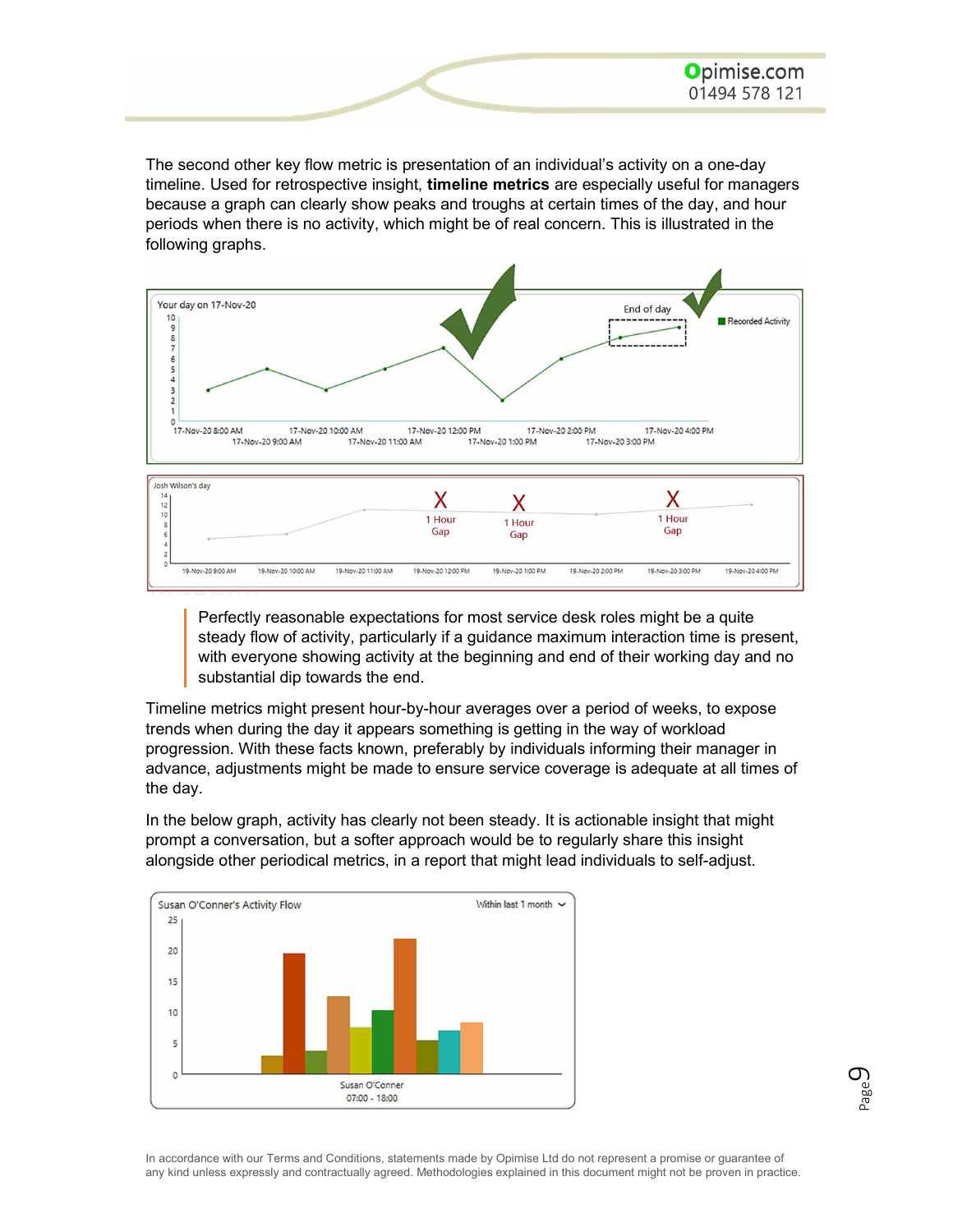The second other key flow metric is presentation of an individual's activity on a one-day timeline. Used for retrospective insight, **timeline metrics** are especially useful for managers because a graph can clearly show peaks and troughs at certain times of the day, and hour periods when there is no activity, which might be of real concern. This is illustrated in the following graphs.

Your day on 17-Nov-20

End of day

Recorded Activity

10
9
8
7
6
5
4
3
2
1
0

17-Nov-20 8:00 AM
17-Nov-20 9:00 AM
17-Nov-20 10:00 AM
17-Nov-20 11:00 AM
17-Nov-20 12:00 PM
17-Nov-20 1:00 PM
17-Nov-20 2:00 PM
17-Nov-20 3:00 PM
17-Nov-20 4:00 PM

Josh Wilson's day

14
12
10
8
6
4
2
0

X 1 Hour Gap
X 1 Hour Gap
X 1 Hour Gap

19-Nov-20 9:00 AM
19-Nov-20 10:00 AM
19-Nov-20 11:00 AM
19-Nov-20 12:00 PM
19-Nov-20 1:00 PM
19-Nov-20 2:00 PM
19-Nov-20 3:00 PM
19-Nov-20 4:00 PM

> Perfectly reasonable expectations for most service desk roles might be a quite steady flow of activity, particularly if a guidance maximum interaction time is present, with everyone showing activity at the beginning and end of their working day and no substantial dip towards the end.

Timeline metrics might present hour-by-hour averages over a period of weeks, to expose trends when during the day it appears something is getting in the way of workload progression. With these facts known, preferably by individuals informing their manager in advance, adjustments might be made to ensure service coverage is adequate at all times of the day.

In the below graph, activity has clearly not been steady. It is actionable insight that might prompt a conversation, but a softer approach would be to regularly share this insight alongside other periodical metrics, in a report that might lead individuals to self-adjust.

Susan O'Conner's Activity Flow

Within last 1 month

25
20
15
10
5
0

Susan O'Conner
07:00 - 18:00

In accordance with our Terms and Conditions, statements made by Opimise Ltd do not represent a promise or guarantee of any kind unless expressly and contractually agreed. Methodologies explained in this document might not be proven in practice.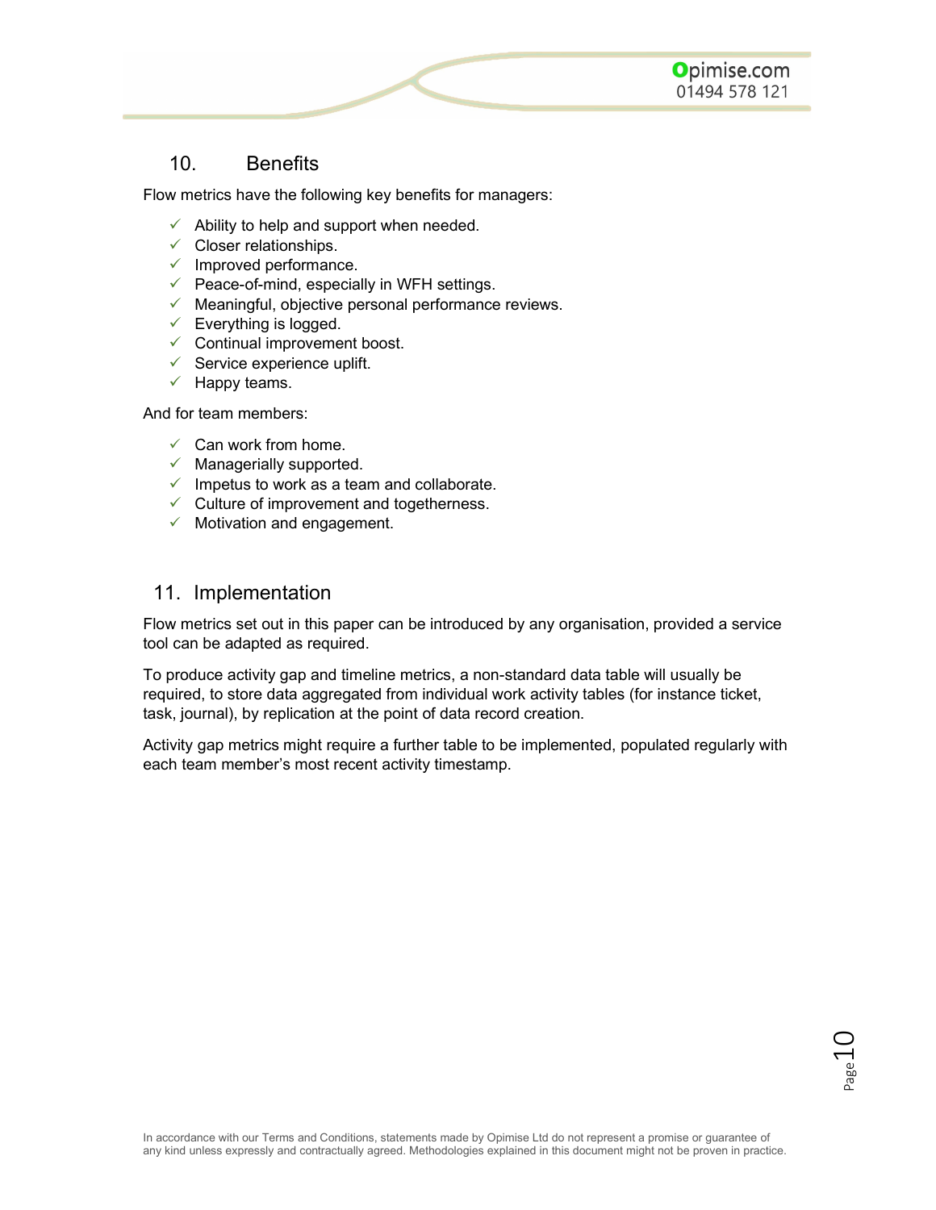## 10. Benefits

Flow metrics have the following key benefits for managers:

- ✓ Ability to help and support when needed.
- ✓ Closer relationships.
- ✓ Improved performance.
- ✓ Peace-of-mind, especially in WFH settings.
- ✓ Meaningful, objective personal performance reviews.
- ✓ Everything is logged.
- ✓ Continual improvement boost.
- ✓ Service experience uplift.
- ✓ Happy teams.

And for team members:

- ✓ Can work from home.
- ✓ Managerially supported.
- ✓ Impetus to work as a team and collaborate.
- ✓ Culture of improvement and togetherness.
- ✓ Motivation and engagement.

## 11. Implementation

Flow metrics set out in this paper can be introduced by any organisation, provided a service tool can be adapted as required.

To produce activity gap and timeline metrics, a non-standard data table will usually be required, to store data aggregated from individual work activity tables (for instance ticket, task, journal), by replication at the point of data record creation.

Activity gap metrics might require a further table to be implemented, populated regularly with each team member's most recent activity timestamp.

In accordance with our Terms and Conditions, statements made by Opimise Ltd do not represent a promise or guarantee of any kind unless expressly and contractually agreed. Methodologies explained in this document might not be proven in practice.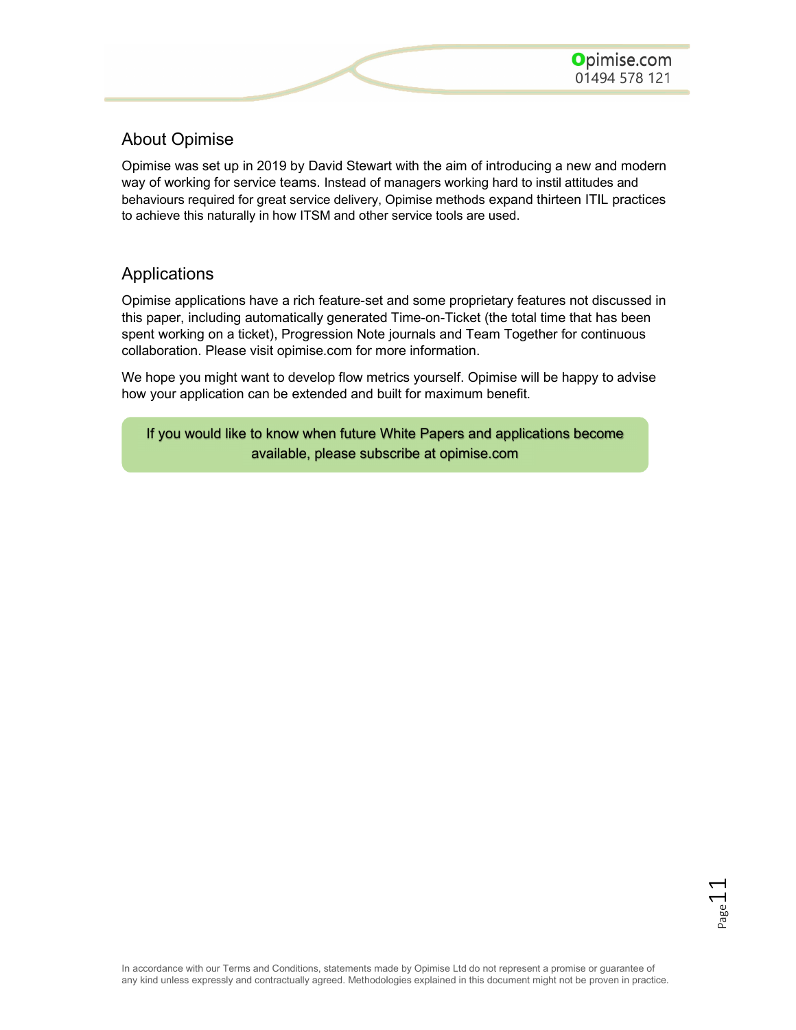## About Opimise

Opimise was set up in 2019 by David Stewart with the aim of introducing a new and modern way of working for service teams. Instead of managers working hard to instil attitudes and behaviours required for great service delivery, Opimise methods expand thirteen ITIL practices to achieve this naturally in how ITSM and other service tools are used.

## Applications

Opimise applications have a rich feature-set and some proprietary features not discussed in this paper, including automatically generated Time-on-Ticket (the total time that has been spent working on a ticket), Progression Note journals and Team Together for continuous collaboration. Please visit opimise.com for more information.

We hope you might want to develop flow metrics yourself. Opimise will be happy to advise how your application can be extended and built for maximum benefit.

If you would like to know when future White Papers and applications become available, please subscribe at opimise.com

In accordance with our Terms and Conditions, statements made by Opimise Ltd do not represent a promise or guarantee of any kind unless expressly and contractually agreed. Methodologies explained in this document might not be proven in practice.